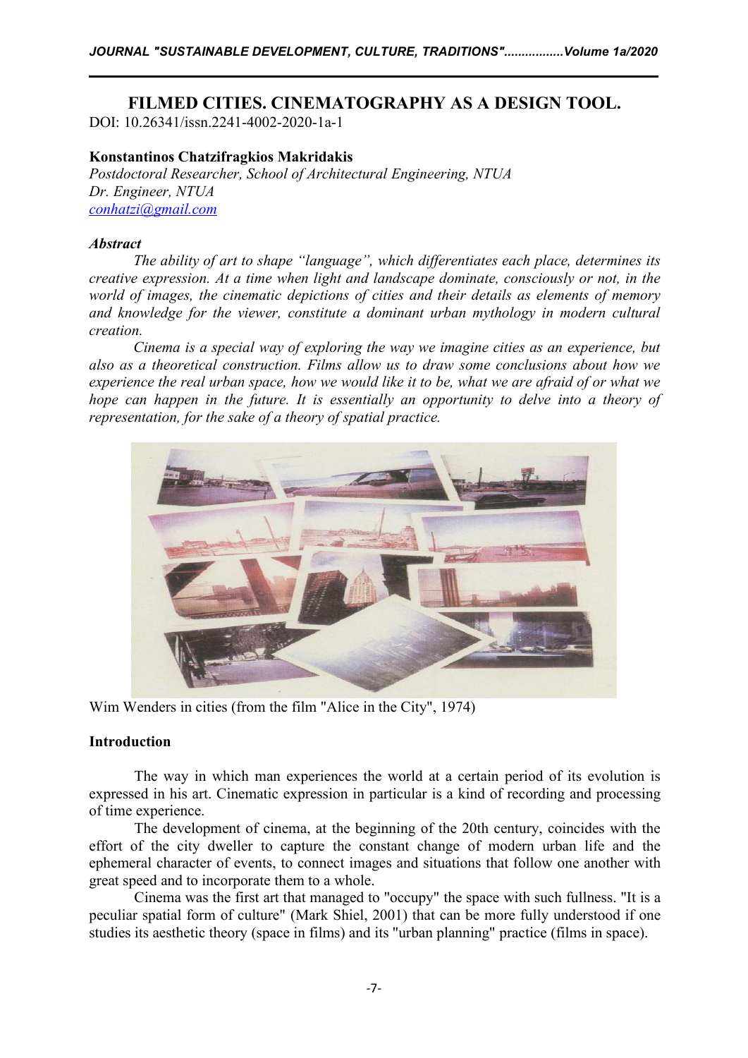# FILMED CITIES. CINEMATOGRAPHY AS A DESIGN TOOL.

DOI: 10.26341/issn.2241-4002-2020-1a-1

**Konstantinos Chatzifragkios Makridakis**
*Postdoctoral Researcher, School of Architectural Engineering, NTUA*
*Dr. Engineer, NTUA*
*conhatzi@gmail.com*

***Abstract***

*The ability of art to shape "language", which differentiates each place, determines its creative expression. At a time when light and landscape dominate, consciously or not, in the world of images, the cinematic depictions of cities and their details as elements of memory and knowledge for the viewer, constitute a dominant urban mythology in modern cultural creation.*

*Cinema is a special way of exploring the way we imagine cities as an experience, but also as a theoretical construction. Films allow us to draw some conclusions about how we experience the real urban space, how we would like it to be, what we are afraid of or what we hope can happen in the future. It is essentially an opportunity to delve into a theory of representation, for the sake of a theory of spatial practice.*

Wim Wenders in cities (from the film "Alice in the City", 1974)

## Introduction

The way in which man experiences the world at a certain period of its evolution is expressed in his art. Cinematic expression in particular is a kind of recording and processing of time experience.

The development of cinema, at the beginning of the 20th century, coincides with the effort of the city dweller to capture the constant change of modern urban life and the ephemeral character of events, to connect images and situations that follow one another with great speed and to incorporate them to a whole.

Cinema was the first art that managed to "occupy" the space with such fullness. "It is a peculiar spatial form of culture" (Mark Shiel, 2001) that can be more fully understood if one studies its aesthetic theory (space in films) and its "urban planning" practice (films in space).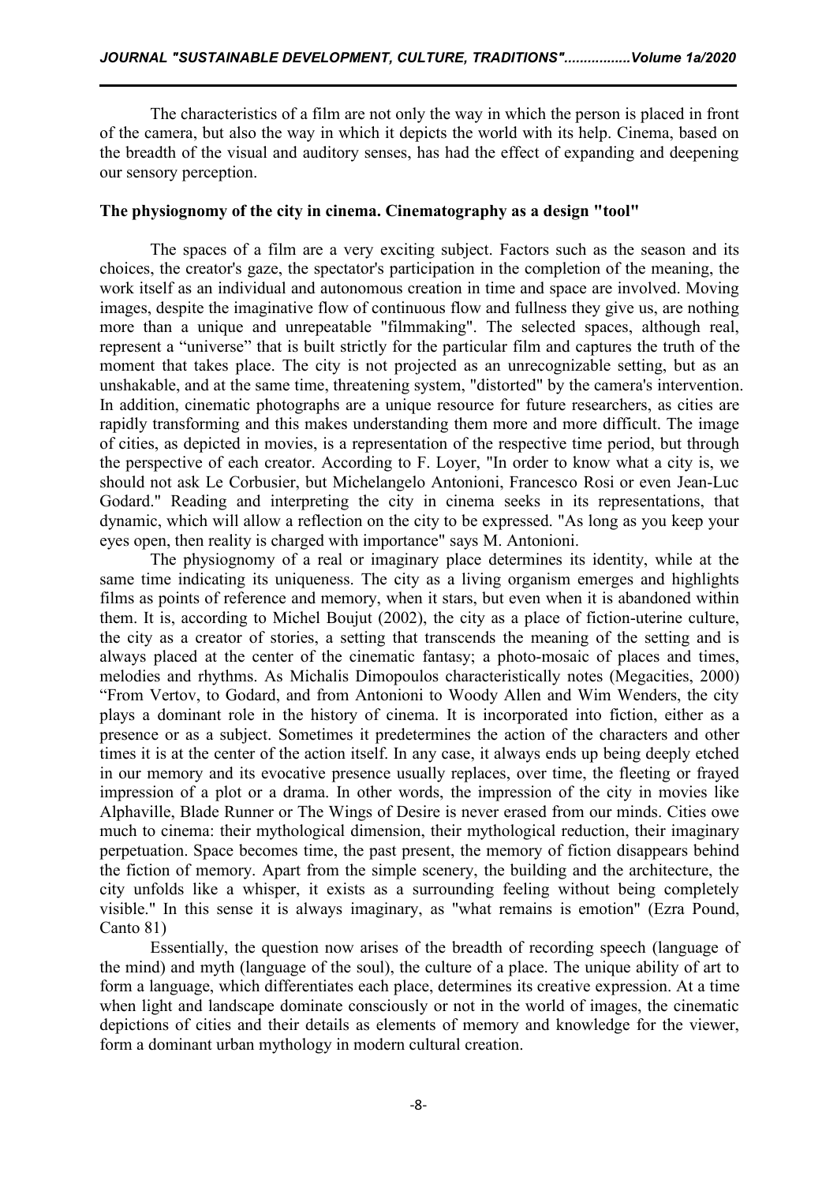The characteristics of a film are not only the way in which the person is placed in front of the camera, but also the way in which it depicts the world with its help. Cinema, based on the breadth of the visual and auditory senses, has had the effect of expanding and deepening our sensory perception.

**The physiognomy of the city in cinema. Cinematography as a design "tool"**

The spaces of a film are a very exciting subject. Factors such as the season and its choices, the creator's gaze, the spectator's participation in the completion of the meaning, the work itself as an individual and autonomous creation in time and space are involved. Moving images, despite the imaginative flow of continuous flow and fullness they give us, are nothing more than a unique and unrepeatable "filmmaking". The selected spaces, although real, represent a "universe" that is built strictly for the particular film and captures the truth of the moment that takes place. The city is not projected as an unrecognizable setting, but as an unshakable, and at the same time, threatening system, "distorted" by the camera's intervention. In addition, cinematic photographs are a unique resource for future researchers, as cities are rapidly transforming and this makes understanding them more and more difficult. The image of cities, as depicted in movies, is a representation of the respective time period, but through the perspective of each creator. According to F. Loyer, "In order to know what a city is, we should not ask Le Corbusier, but Michelangelo Antonioni, Francesco Rosi or even Jean-Luc Godard." Reading and interpreting the city in cinema seeks in its representations, that dynamic, which will allow a reflection on the city to be expressed. "As long as you keep your eyes open, then reality is charged with importance" says M. Antonioni.

The physiognomy of a real or imaginary place determines its identity, while at the same time indicating its uniqueness. The city as a living organism emerges and highlights films as points of reference and memory, when it stars, but even when it is abandoned within them. It is, according to Michel Boujut (2002), the city as a place of fiction-uterine culture, the city as a creator of stories, a setting that transcends the meaning of the setting and is always placed at the center of the cinematic fantasy; a photo-mosaic of places and times, melodies and rhythms. As Michalis Dimopoulos characteristically notes (Megacities, 2000) "From Vertov, to Godard, and from Antonioni to Woody Allen and Wim Wenders, the city plays a dominant role in the history of cinema. It is incorporated into fiction, either as a presence or as a subject. Sometimes it predetermines the action of the characters and other times it is at the center of the action itself. In any case, it always ends up being deeply etched in our memory and its evocative presence usually replaces, over time, the fleeting or frayed impression of a plot or a drama. In other words, the impression of the city in movies like Alphaville, Blade Runner or The Wings of Desire is never erased from our minds. Cities owe much to cinema: their mythological dimension, their mythological reduction, their imaginary perpetuation. Space becomes time, the past present, the memory of fiction disappears behind the fiction of memory. Apart from the simple scenery, the building and the architecture, the city unfolds like a whisper, it exists as a surrounding feeling without being completely visible." In this sense it is always imaginary, as "what remains is emotion" (Ezra Pound, Canto 81)

Essentially, the question now arises of the breadth of recording speech (language of the mind) and myth (language of the soul), the culture of a place. The unique ability of art to form a language, which differentiates each place, determines its creative expression. At a time when light and landscape dominate consciously or not in the world of images, the cinematic depictions of cities and their details as elements of memory and knowledge for the viewer, form a dominant urban mythology in modern cultural creation.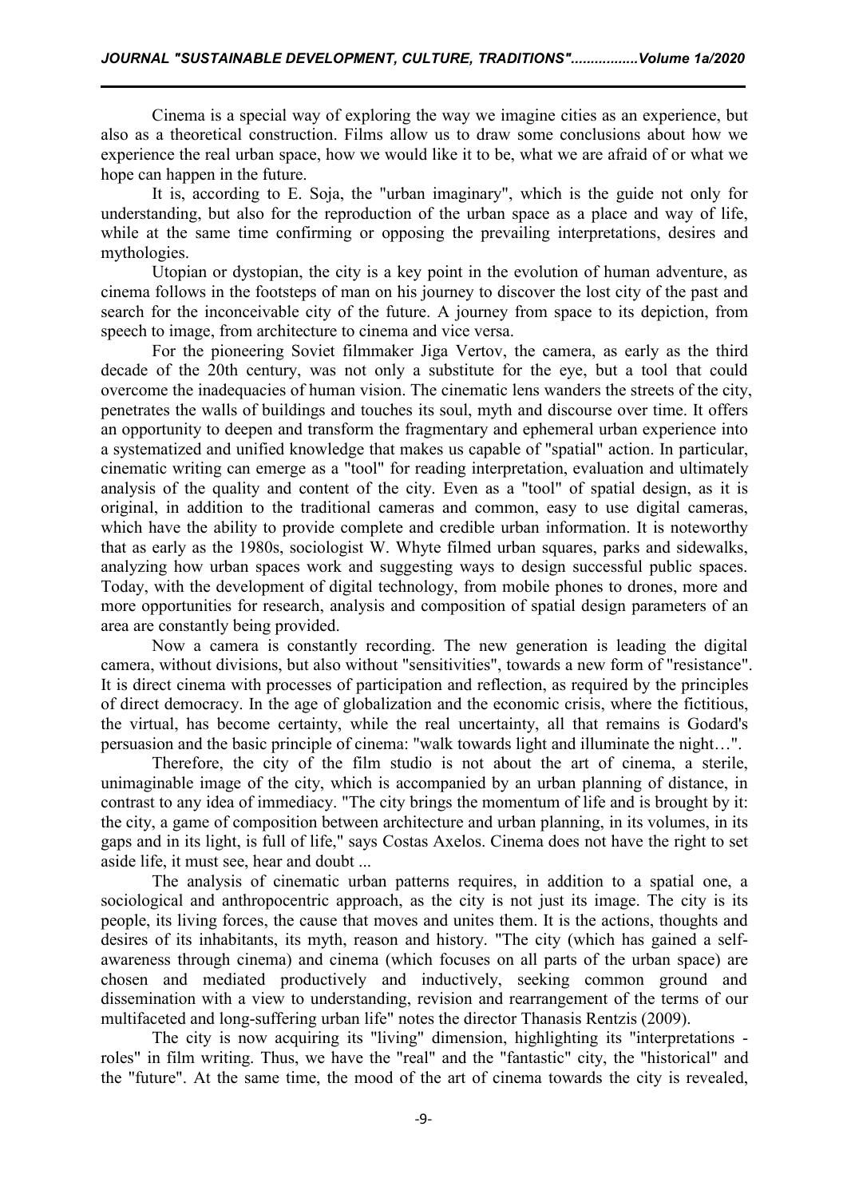Cinema is a special way of exploring the way we imagine cities as an experience, but also as a theoretical construction. Films allow us to draw some conclusions about how we experience the real urban space, how we would like it to be, what we are afraid of or what we hope can happen in the future.

It is, according to E. Soja, the "urban imaginary", which is the guide not only for understanding, but also for the reproduction of the urban space as a place and way of life, while at the same time confirming or opposing the prevailing interpretations, desires and mythologies.

Utopian or dystopian, the city is a key point in the evolution of human adventure, as cinema follows in the footsteps of man on his journey to discover the lost city of the past and search for the inconceivable city of the future. A journey from space to its depiction, from speech to image, from architecture to cinema and vice versa.

For the pioneering Soviet filmmaker Jiga Vertov, the camera, as early as the third decade of the 20th century, was not only a substitute for the eye, but a tool that could overcome the inadequacies of human vision. The cinematic lens wanders the streets of the city, penetrates the walls of buildings and touches its soul, myth and discourse over time. It offers an opportunity to deepen and transform the fragmentary and ephemeral urban experience into a systematized and unified knowledge that makes us capable of "spatial" action. In particular, cinematic writing can emerge as a "tool" for reading interpretation, evaluation and ultimately analysis of the quality and content of the city. Even as a "tool" of spatial design, as it is original, in addition to the traditional cameras and common, easy to use digital cameras, which have the ability to provide complete and credible urban information. It is noteworthy that as early as the 1980s, sociologist W. Whyte filmed urban squares, parks and sidewalks, analyzing how urban spaces work and suggesting ways to design successful public spaces. Today, with the development of digital technology, from mobile phones to drones, more and more opportunities for research, analysis and composition of spatial design parameters of an area are constantly being provided.

Now a camera is constantly recording. The new generation is leading the digital camera, without divisions, but also without "sensitivities", towards a new form of "resistance". It is direct cinema with processes of participation and reflection, as required by the principles of direct democracy. In the age of globalization and the economic crisis, where the fictitious, the virtual, has become certainty, while the real uncertainty, all that remains is Godard's persuasion and the basic principle of cinema: "walk towards light and illuminate the night…".

Therefore, the city of the film studio is not about the art of cinema, a sterile, unimaginable image of the city, which is accompanied by an urban planning of distance, in contrast to any idea of immediacy. "The city brings the momentum of life and is brought by it: the city, a game of composition between architecture and urban planning, in its volumes, in its gaps and in its light, is full of life," says Costas Axelos. Cinema does not have the right to set aside life, it must see, hear and doubt ...

The analysis of cinematic urban patterns requires, in addition to a spatial one, a sociological and anthropocentric approach, as the city is not just its image. The city is its people, its living forces, the cause that moves and unites them. It is the actions, thoughts and desires of its inhabitants, its myth, reason and history. "The city (which has gained a self-awareness through cinema) and cinema (which focuses on all parts of the urban space) are chosen and mediated productively and inductively, seeking common ground and dissemination with a view to understanding, revision and rearrangement of the terms of our multifaceted and long-suffering urban life" notes the director Thanasis Rentzis (2009).

The city is now acquiring its "living" dimension, highlighting its "interpretations - roles" in film writing. Thus, we have the "real" and the "fantastic" city, the "historical" and the "future". At the same time, the mood of the art of cinema towards the city is revealed,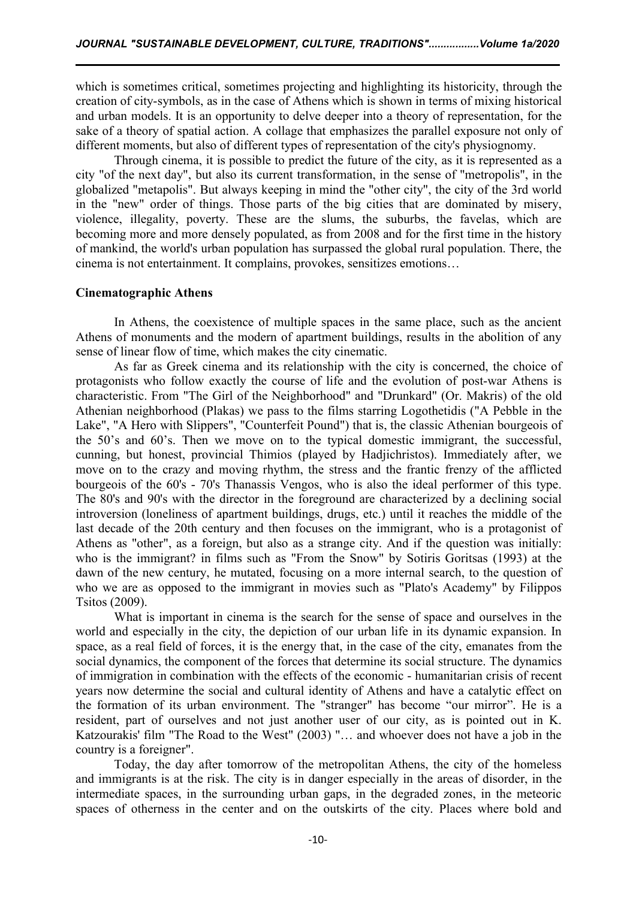which is sometimes critical, sometimes projecting and highlighting its historicity, through the creation of city-symbols, as in the case of Athens which is shown in terms of mixing historical and urban models. It is an opportunity to delve deeper into a theory of representation, for the sake of a theory of spatial action. A collage that emphasizes the parallel exposure not only of different moments, but also of different types of representation of the city's physiognomy.

Through cinema, it is possible to predict the future of the city, as it is represented as a city "of the next day", but also its current transformation, in the sense of "metropolis", in the globalized "metapolis". But always keeping in mind the "other city", the city of the 3rd world in the "new" order of things. Those parts of the big cities that are dominated by misery, violence, illegality, poverty. These are the slums, the suburbs, the favelas, which are becoming more and more densely populated, as from 2008 and for the first time in the history of mankind, the world's urban population has surpassed the global rural population. There, the cinema is not entertainment. It complains, provokes, sensitizes emotions…

**Cinematographic Athens**

In Athens, the coexistence of multiple spaces in the same place, such as the ancient Athens of monuments and the modern of apartment buildings, results in the abolition of any sense of linear flow of time, which makes the city cinematic.

As far as Greek cinema and its relationship with the city is concerned, the choice of protagonists who follow exactly the course of life and the evolution of post-war Athens is characteristic. From "The Girl of the Neighborhood" and "Drunkard" (Or. Makris) of the old Athenian neighborhood (Plakas) we pass to the films starring Logothetidis ("A Pebble in the Lake", "A Hero with Slippers", "Counterfeit Pound") that is, the classic Athenian bourgeois of the 50's and 60's. Then we move on to the typical domestic immigrant, the successful, cunning, but honest, provincial Thimios (played by Hadjichristos). Immediately after, we move on to the crazy and moving rhythm, the stress and the frantic frenzy of the afflicted bourgeois of the 60's - 70's Thanassis Vengos, who is also the ideal performer of this type. The 80's and 90's with the director in the foreground are characterized by a declining social introversion (loneliness of apartment buildings, drugs, etc.) until it reaches the middle of the last decade of the 20th century and then focuses on the immigrant, who is a protagonist of Athens as "other", as a foreign, but also as a strange city. And if the question was initially: who is the immigrant? in films such as "From the Snow" by Sotiris Goritsas (1993) at the dawn of the new century, he mutated, focusing on a more internal search, to the question of who we are as opposed to the immigrant in movies such as "Plato's Academy" by Filippos Tsitos (2009).

What is important in cinema is the search for the sense of space and ourselves in the world and especially in the city, the depiction of our urban life in its dynamic expansion. In space, as a real field of forces, it is the energy that, in the case of the city, emanates from the social dynamics, the component of the forces that determine its social structure. The dynamics of immigration in combination with the effects of the economic - humanitarian crisis of recent years now determine the social and cultural identity of Athens and have a catalytic effect on the formation of its urban environment. The "stranger" has become "our mirror". He is a resident, part of ourselves and not just another user of our city, as is pointed out in K. Katzourakis' film "The Road to the West" (2003) "… and whoever does not have a job in the country is a foreigner".

Today, the day after tomorrow of the metropolitan Athens, the city of the homeless and immigrants is at the risk. The city is in danger especially in the areas of disorder, in the intermediate spaces, in the surrounding urban gaps, in the degraded zones, in the meteoric spaces of otherness in the center and on the outskirts of the city. Places where bold and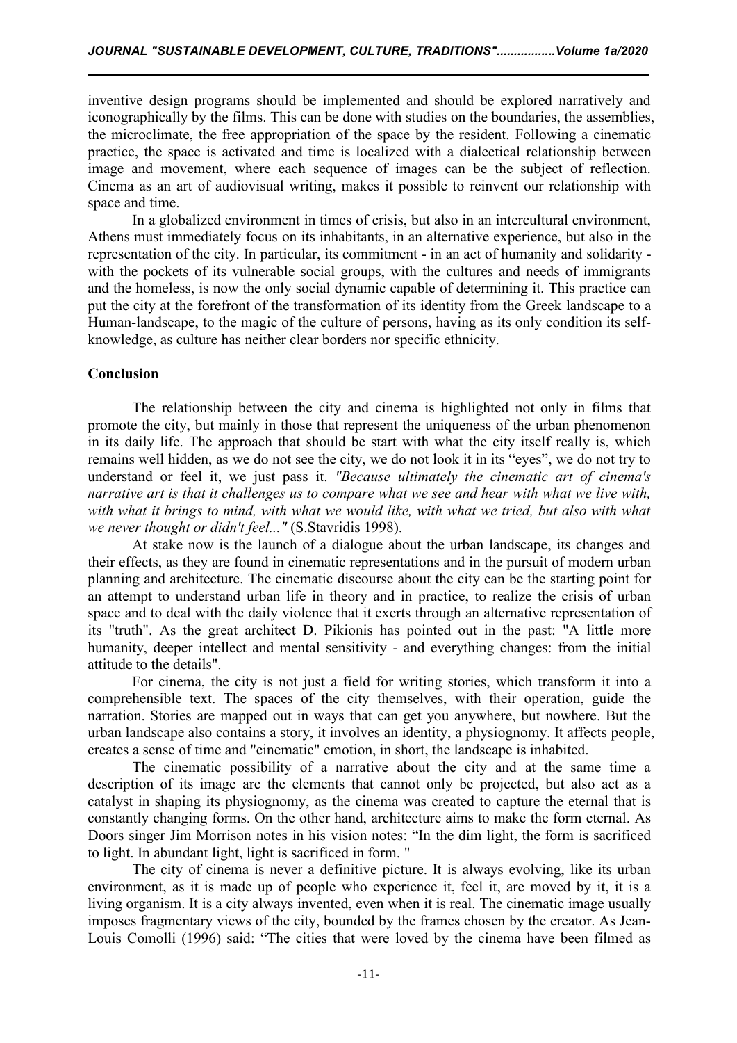inventive design programs should be implemented and should be explored narratively and iconographically by the films. This can be done with studies on the boundaries, the assemblies, the microclimate, the free appropriation of the space by the resident. Following a cinematic practice, the space is activated and time is localized with a dialectical relationship between image and movement, where each sequence of images can be the subject of reflection. Cinema as an art of audiovisual writing, makes it possible to reinvent our relationship with space and time.

In a globalized environment in times of crisis, but also in an intercultural environment, Athens must immediately focus on its inhabitants, in an alternative experience, but also in the representation of the city. In particular, its commitment - in an act of humanity and solidarity - with the pockets of its vulnerable social groups, with the cultures and needs of immigrants and the homeless, is now the only social dynamic capable of determining it. This practice can put the city at the forefront of the transformation of its identity from the Greek landscape to a Human-landscape, to the magic of the culture of persons, having as its only condition its self-knowledge, as culture has neither clear borders nor specific ethnicity.

**Conclusion**

The relationship between the city and cinema is highlighted not only in films that promote the city, but mainly in those that represent the uniqueness of the urban phenomenon in its daily life. The approach that should be start with what the city itself really is, which remains well hidden, as we do not see the city, we do not look it in its "eyes", we do not try to understand or feel it, we just pass it. *"Because ultimately the cinematic art of cinema's narrative art is that it challenges us to compare what we see and hear with what we live with, with what it brings to mind, with what we would like, with what we tried, but also with what we never thought or didn't feel..."* (S.Stavridis 1998).

At stake now is the launch of a dialogue about the urban landscape, its changes and their effects, as they are found in cinematic representations and in the pursuit of modern urban planning and architecture. The cinematic discourse about the city can be the starting point for an attempt to understand urban life in theory and in practice, to realize the crisis of urban space and to deal with the daily violence that it exerts through an alternative representation of its "truth". As the great architect D. Pikionis has pointed out in the past: "A little more humanity, deeper intellect and mental sensitivity - and everything changes: from the initial attitude to the details".

For cinema, the city is not just a field for writing stories, which transform it into a comprehensible text. The spaces of the city themselves, with their operation, guide the narration. Stories are mapped out in ways that can get you anywhere, but nowhere. But the urban landscape also contains a story, it involves an identity, a physiognomy. It affects people, creates a sense of time and "cinematic" emotion, in short, the landscape is inhabited.

The cinematic possibility of a narrative about the city and at the same time a description of its image are the elements that cannot only be projected, but also act as a catalyst in shaping its physiognomy, as the cinema was created to capture the eternal that is constantly changing forms. On the other hand, architecture aims to make the form eternal. As Doors singer Jim Morrison notes in his vision notes: "In the dim light, the form is sacrificed to light. In abundant light, light is sacrificed in form. "

The city of cinema is never a definitive picture. It is always evolving, like its urban environment, as it is made up of people who experience it, feel it, are moved by it, it is a living organism. It is a city always invented, even when it is real. The cinematic image usually imposes fragmentary views of the city, bounded by the frames chosen by the creator. As Jean-Louis Comolli (1996) said: "The cities that were loved by the cinema have been filmed as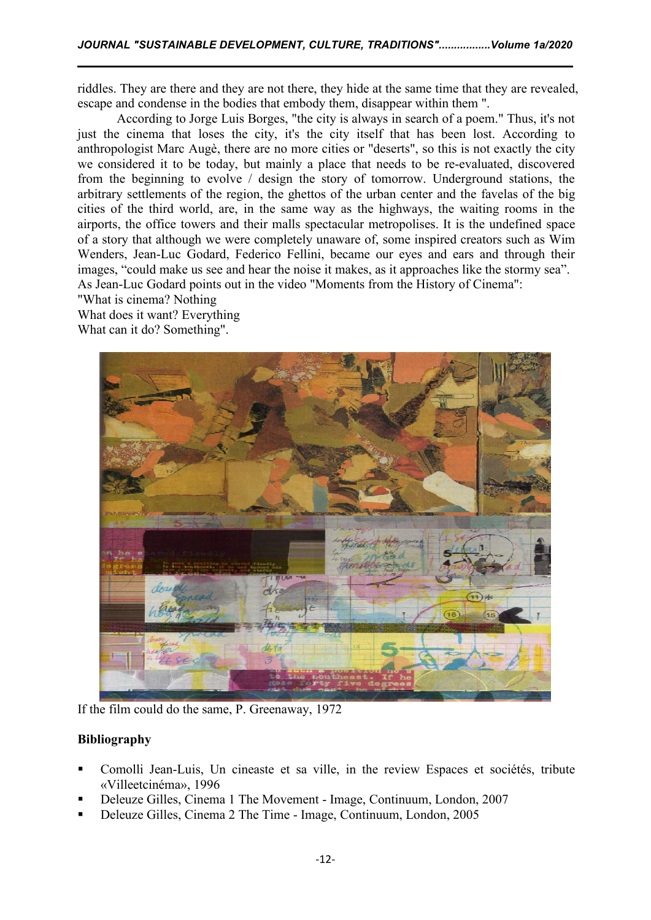riddles. They are there and they are not there, they hide at the same time that they are revealed, escape and condense in the bodies that embody them, disappear within them ".

According to Jorge Luis Borges, "the city is always in search of a poem." Thus, it's not just the cinema that loses the city, it's the city itself that has been lost. According to anthropologist Marc Augè, there are no more cities or "deserts", so this is not exactly the city we considered it to be today, but mainly a place that needs to be re-evaluated, discovered from the beginning to evolve / design the story of tomorrow. Underground stations, the arbitrary settlements of the region, the ghettos of the urban center and the favelas of the big cities of the third world, are, in the same way as the highways, the waiting rooms in the airports, the office towers and their malls spectacular metropolises. It is the undefined space of a story that although we were completely unaware of, some inspired creators such as Wim Wenders, Jean-Luc Godard, Federico Fellini, became our eyes and ears and through their images, "could make us see and hear the noise it makes, as it approaches like the stormy sea".
As Jean-Luc Godard points out in the video "Moments from the History of Cinema":
"What is cinema? Nothing
What does it want? Everything
What can it do? Something".

If the film could do the same, P. Greenaway, 1972

**Bibliography**

- Comolli Jean-Luis, Un cineaste et sa ville, in the review Espaces et sociétés, tribute «Villeetcinéma», 1996
- Deleuze Gilles, Cinema 1 The Movement - Image, Continuum, London, 2007
- Deleuze Gilles, Cinema 2 The Time - Image, Continuum, London, 2005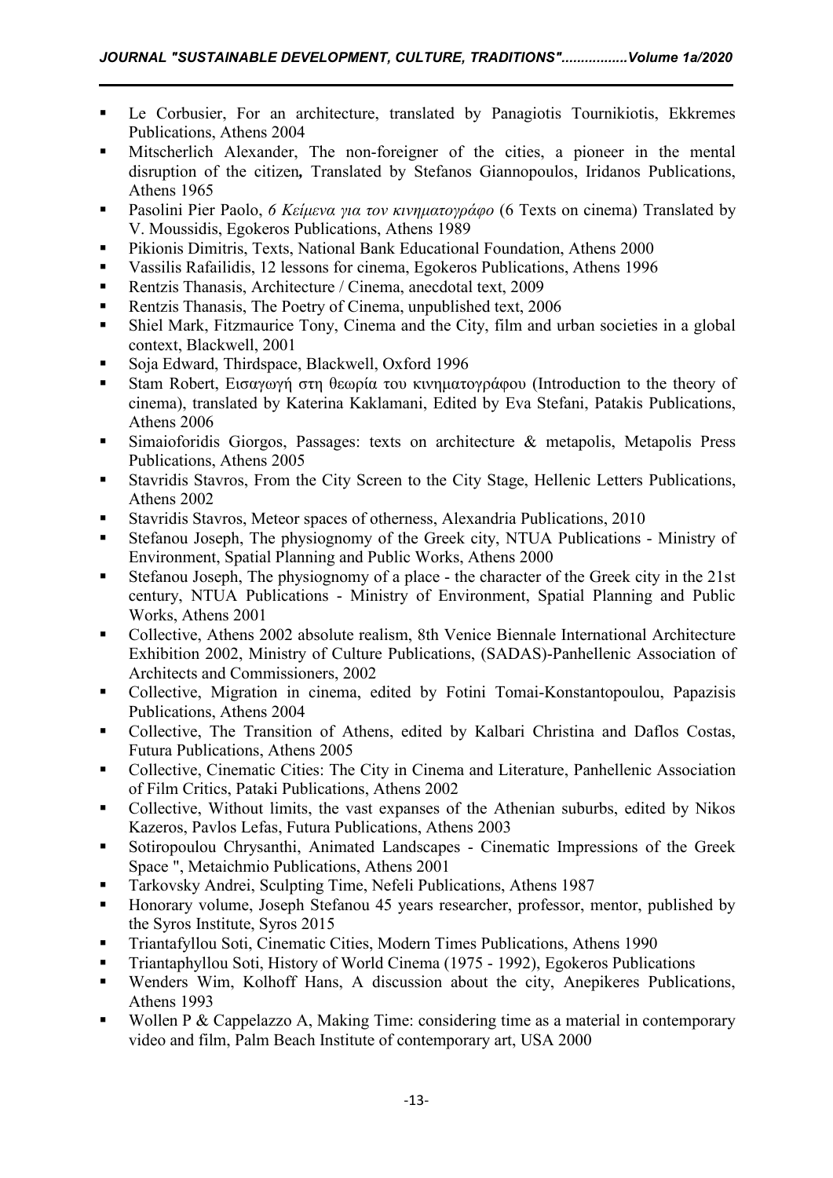- Le Corbusier, For an architecture, translated by Panagiotis Tournikiotis, Ekkremes Publications, Athens 2004
- Mitscherlich Alexander, The non-foreigner of the cities, a pioneer in the mental disruption of the citizen**,** Translated by Stefanos Giannopoulos, Iridanos Publications, Athens 1965
- Pasolini Pier Paolo, *6 Κείμενα για τον κινηματογράφο* (6 Texts on cinema) Translated by V. Moussidis, Egokeros Publications, Athens 1989
- Pikionis Dimitris, Texts, National Bank Educational Foundation, Athens 2000
- Vassilis Rafailidis, 12 lessons for cinema, Egokeros Publications, Athens 1996
- Rentzis Thanasis, Architecture / Cinema, anecdotal text, 2009
- Rentzis Thanasis, The Poetry of Cinema, unpublished text, 2006
- Shiel Mark, Fitzmaurice Tony, Cinema and the City, film and urban societies in a global context, Blackwell, 2001
- Soja Edward, Thirdspace, Blackwell, Oxford 1996
- Stam Robert, Εισαγωγή στη θεωρία του κινηματογράφου (Introduction to the theory of cinema), translated by Katerina Kaklamani, Edited by Eva Stefani, Patakis Publications, Athens 2006
- Simaioforidis Giorgos, Passages: texts on architecture & metapolis, Metapolis Press Publications, Athens 2005
- Stavridis Stavros, From the City Screen to the City Stage, Hellenic Letters Publications, Athens 2002
- Stavridis Stavros, Meteor spaces of otherness, Alexandria Publications, 2010
- Stefanou Joseph, The physiognomy of the Greek city, NTUA Publications - Ministry of Environment, Spatial Planning and Public Works, Athens 2000
- Stefanou Joseph, The physiognomy of a place - the character of the Greek city in the 21st century, NTUA Publications - Ministry of Environment, Spatial Planning and Public Works, Athens 2001
- Collective, Athens 2002 absolute realism, 8th Venice Biennale International Architecture Exhibition 2002, Ministry of Culture Publications, (SADAS)-Panhellenic Association of Architects and Commissioners, 2002
- Collective, Migration in cinema, edited by Fotini Tomai-Konstantopoulou, Papazisis Publications, Athens 2004
- Collective, The Transition of Athens, edited by Kalbari Christina and Daflos Costas, Futura Publications, Athens 2005
- Collective, Cinematic Cities: The City in Cinema and Literature, Panhellenic Association of Film Critics, Pataki Publications, Athens 2002
- Collective, Without limits, the vast expanses of the Athenian suburbs, edited by Nikos Kazeros, Pavlos Lefas, Futura Publications, Athens 2003
- Sotiropoulou Chrysanthi, Animated Landscapes - Cinematic Impressions of the Greek Space ", Metaichmio Publications, Athens 2001
- Tarkovsky Andrei, Sculpting Time, Nefeli Publications, Athens 1987
- Honorary volume, Joseph Stefanou 45 years researcher, professor, mentor, published by the Syros Institute, Syros 2015
- Triantafyllou Soti, Cinematic Cities, Modern Times Publications, Athens 1990
- Triantaphyllou Soti, History of World Cinema (1975 - 1992), Egokeros Publications
- Wenders Wim, Kolhoff Hans, A discussion about the city, Anepikeres Publications, Athens 1993
- Wollen P & Cappelazzo A, Making Time: considering time as a material in contemporary video and film, Palm Beach Institute of contemporary art, USA 2000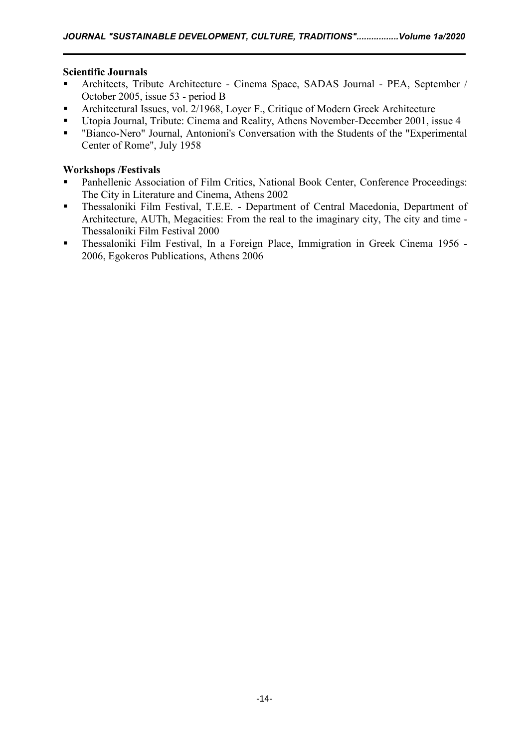**Scientific Journals**

- Architects, Tribute Architecture - Cinema Space, SADAS Journal - PEA, September / October 2005, issue 53 - period B
- Architectural Issues, vol. 2/1968, Loyer F., Critique of Modern Greek Architecture
- Utopia Journal, Tribute: Cinema and Reality, Athens November-December 2001, issue 4
- "Bianco-Nero" Journal, Antonioni's Conversation with the Students of the "Experimental Center of Rome", July 1958

**Workshops /Festivals**

- Panhellenic Association of Film Critics, National Book Center, Conference Proceedings: The City in Literature and Cinema, Athens 2002
- Thessaloniki Film Festival, T.E.E. - Department of Central Macedonia, Department of Architecture, AUTh, Megacities: From the real to the imaginary city, The city and time - Thessaloniki Film Festival 2000
- Thessaloniki Film Festival, In a Foreign Place, Immigration in Greek Cinema 1956 - 2006, Egokeros Publications, Athens 2006